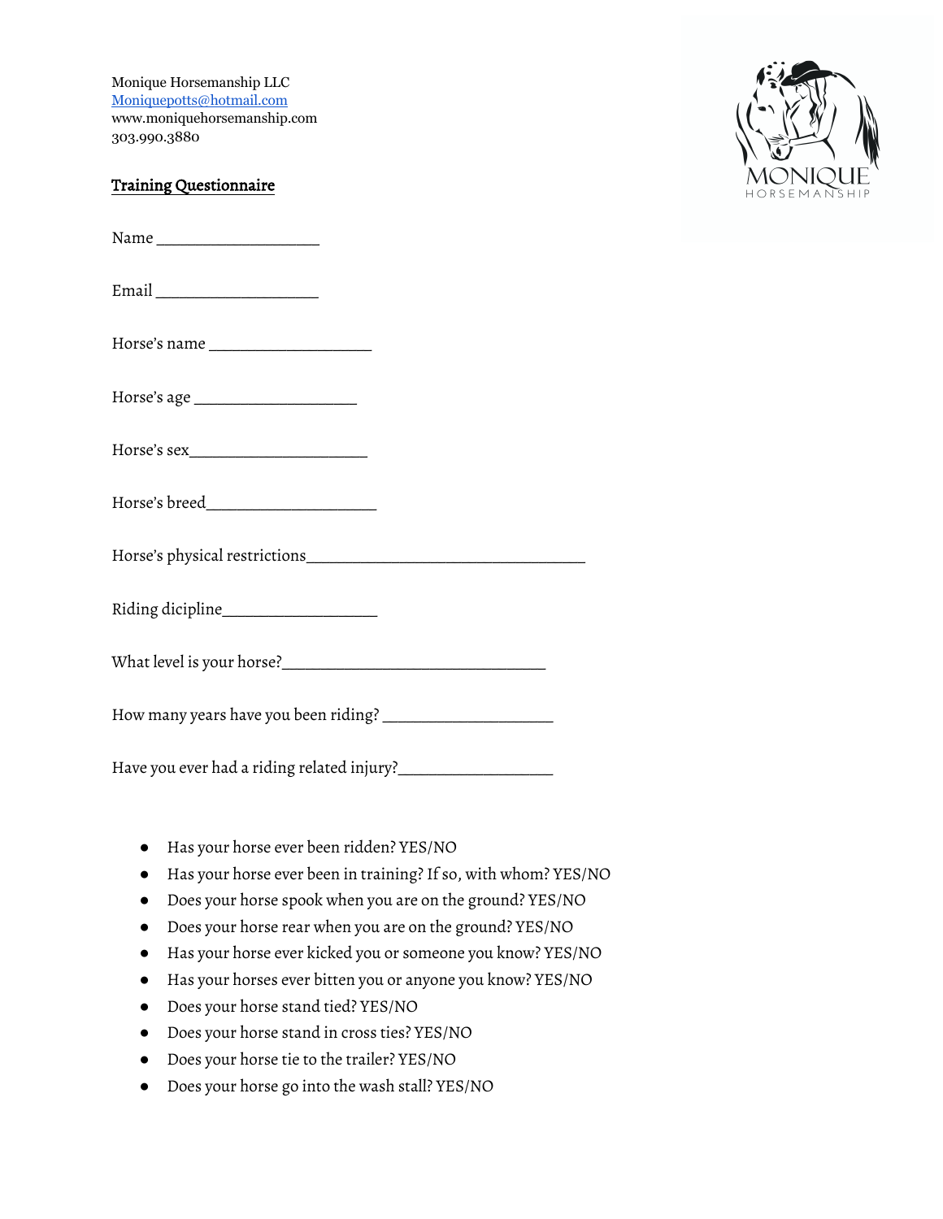Monique Horsemanship LLC
Moniquepotts@hotmail.com
www.moniquehorsemanship.com
303.990.3880

## Training Questionnaire

Name ___________________

Email ___________________

Horse's name ___________________

Horse's age ___________________

Horse's sex___________________

Horse's breed___________________

Horse's physical restrictions________________________________

Riding dicipline__________________

What level is your horse?______________________________

How many years have you been riding? ___________________

Have you ever had a riding related injury?_________________

- Has your horse ever been ridden? YES/NO
- Has your horse ever been in training? If so, with whom? YES/NO
- Does your horse spook when you are on the ground? YES/NO
- Does your horse rear when you are on the ground? YES/NO
- Has your horse ever kicked you or someone you know? YES/NO
- Has your horses ever bitten you or anyone you know? YES/NO
- Does your horse stand tied? YES/NO
- Does your horse stand in cross ties? YES/NO
- Does your horse tie to the trailer? YES/NO
- Does your horse go into the wash stall? YES/NO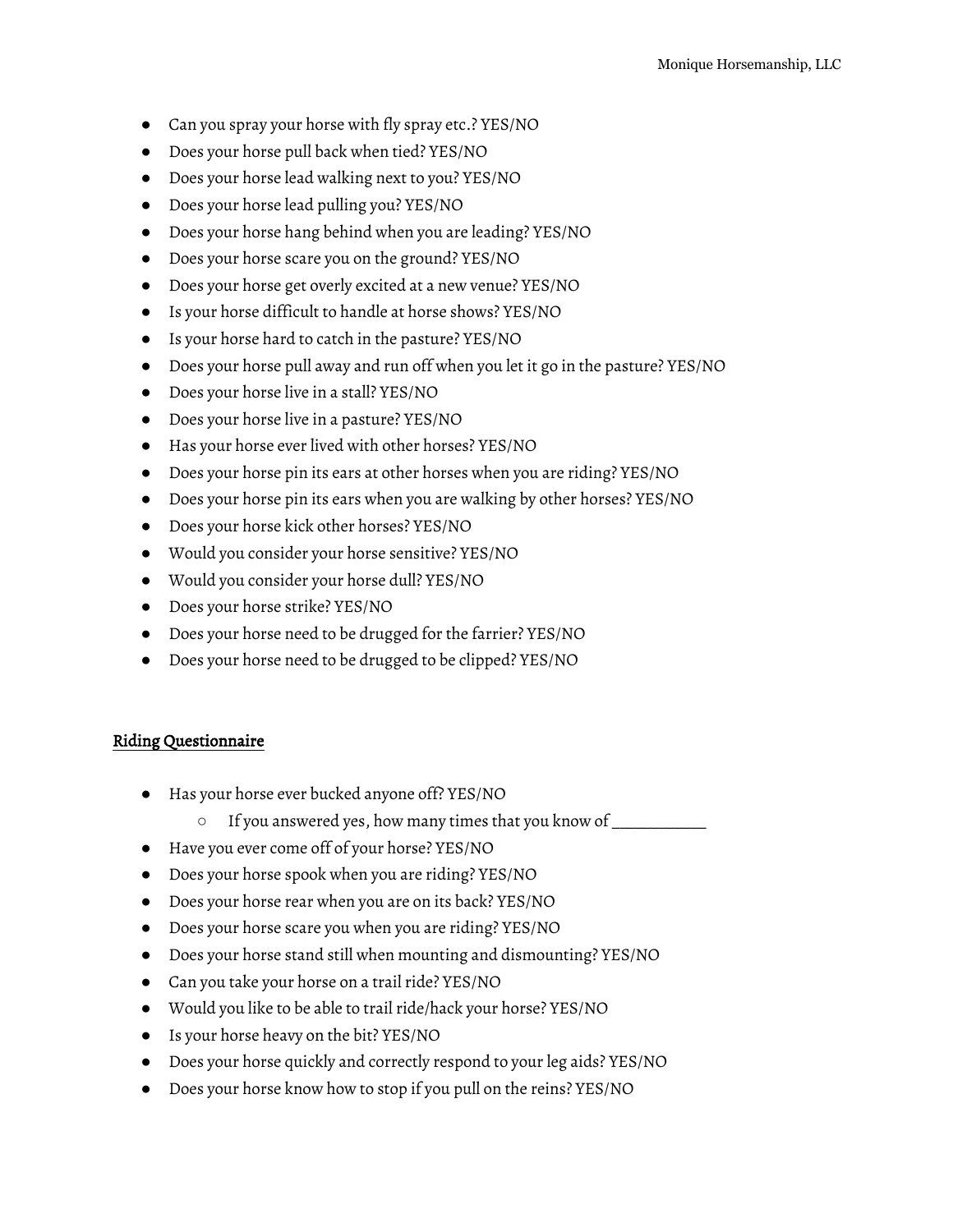- Can you spray your horse with fly spray etc.? YES/NO
- Does your horse pull back when tied? YES/NO
- Does your horse lead walking next to you? YES/NO
- Does your horse lead pulling you? YES/NO
- Does your horse hang behind when you are leading? YES/NO
- Does your horse scare you on the ground? YES/NO
- Does your horse get overly excited at a new venue? YES/NO
- Is your horse difficult to handle at horse shows? YES/NO
- Is your horse hard to catch in the pasture? YES/NO
- Does your horse pull away and run off when you let it go in the pasture? YES/NO
- Does your horse live in a stall? YES/NO
- Does your horse live in a pasture? YES/NO
- Has your horse ever lived with other horses? YES/NO
- Does your horse pin its ears at other horses when you are riding? YES/NO
- Does your horse pin its ears when you are walking by other horses? YES/NO
- Does your horse kick other horses? YES/NO
- Would you consider your horse sensitive? YES/NO
- Would you consider your horse dull? YES/NO
- Does your horse strike? YES/NO
- Does your horse need to be drugged for the farrier? YES/NO
- Does your horse need to be drugged to be clipped? YES/NO

## Riding Questionnaire

- Has your horse ever bucked anyone off? YES/NO
  - If you answered yes, how many times that you know of ___________
- Have you ever come off of your horse? YES/NO
- Does your horse spook when you are riding? YES/NO
- Does your horse rear when you are on its back? YES/NO
- Does your horse scare you when you are riding? YES/NO
- Does your horse stand still when mounting and dismounting? YES/NO
- Can you take your horse on a trail ride? YES/NO
- Would you like to be able to trail ride/hack your horse? YES/NO
- Is your horse heavy on the bit? YES/NO
- Does your horse quickly and correctly respond to your leg aids? YES/NO
- Does your horse know how to stop if you pull on the reins? YES/NO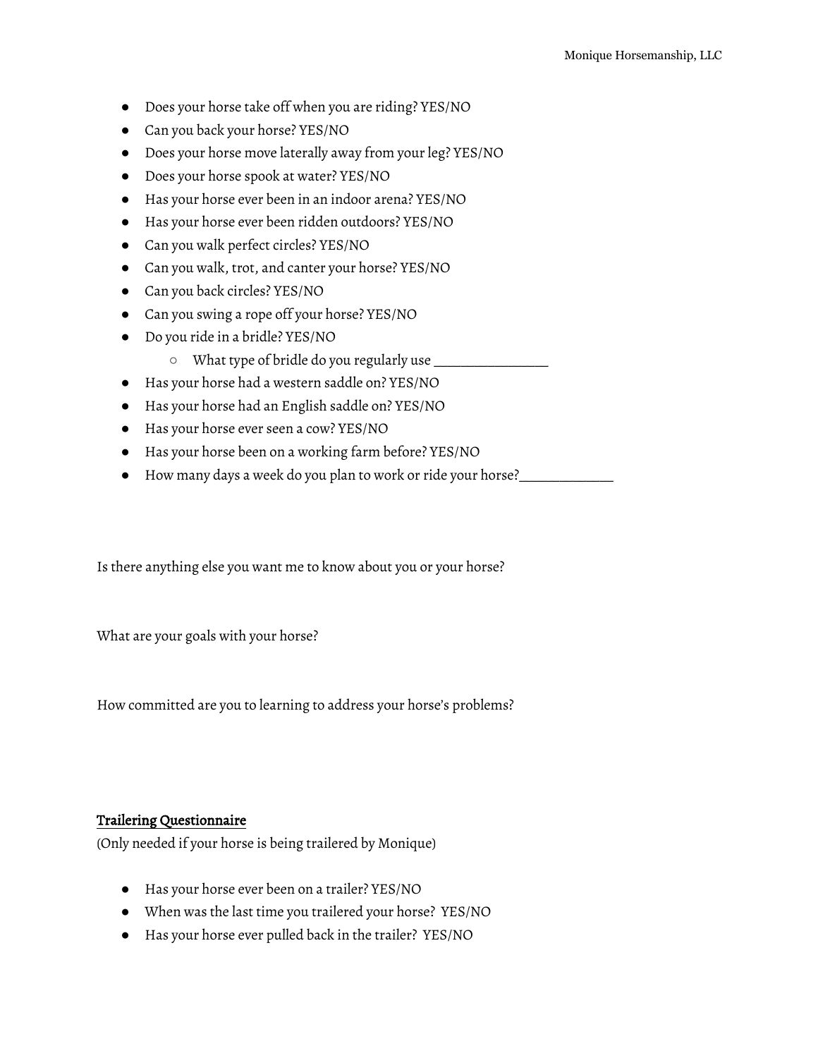- Does your horse take off when you are riding? YES/NO
- Can you back your horse? YES/NO
- Does your horse move laterally away from your leg? YES/NO
- Does your horse spook at water? YES/NO
- Has your horse ever been in an indoor arena? YES/NO
- Has your horse ever been ridden outdoors? YES/NO
- Can you walk perfect circles? YES/NO
- Can you walk, trot, and canter your horse? YES/NO
- Can you back circles? YES/NO
- Can you swing a rope off your horse? YES/NO
- Do you ride in a bridle? YES/NO
  - What type of bridle do you regularly use _______________
- Has your horse had a western saddle on? YES/NO
- Has your horse had an English saddle on? YES/NO
- Has your horse ever seen a cow? YES/NO
- Has your horse been on a working farm before? YES/NO
- How many days a week do you plan to work or ride your horse?____________

Is there anything else you want me to know about you or your horse?

What are your goals with your horse?

How committed are you to learning to address your horse's problems?

**<u>Trailering Questionnaire</u>**

(Only needed if your horse is being trailered by Monique)

- Has your horse ever been on a trailer? YES/NO
- When was the last time you trailered your horse? YES/NO
- Has your horse ever pulled back in the trailer? YES/NO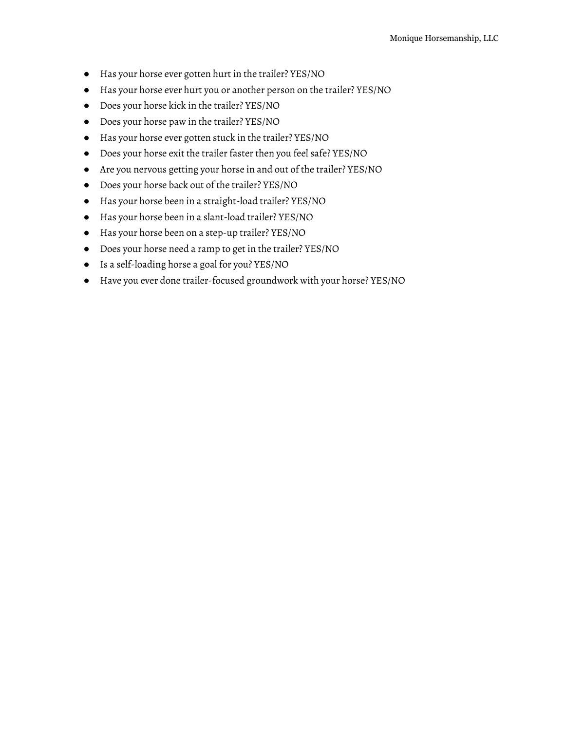- Has your horse ever gotten hurt in the trailer? YES/NO
- Has your horse ever hurt you or another person on the trailer? YES/NO
- Does your horse kick in the trailer? YES/NO
- Does your horse paw in the trailer? YES/NO
- Has your horse ever gotten stuck in the trailer? YES/NO
- Does your horse exit the trailer faster then you feel safe? YES/NO
- Are you nervous getting your horse in and out of the trailer? YES/NO
- Does your horse back out of the trailer? YES/NO
- Has your horse been in a straight-load trailer? YES/NO
- Has your horse been in a slant-load trailer? YES/NO
- Has your horse been on a step-up trailer? YES/NO
- Does your horse need a ramp to get in the trailer? YES/NO
- Is a self-loading horse a goal for you? YES/NO
- Have you ever done trailer-focused groundwork with your horse? YES/NO